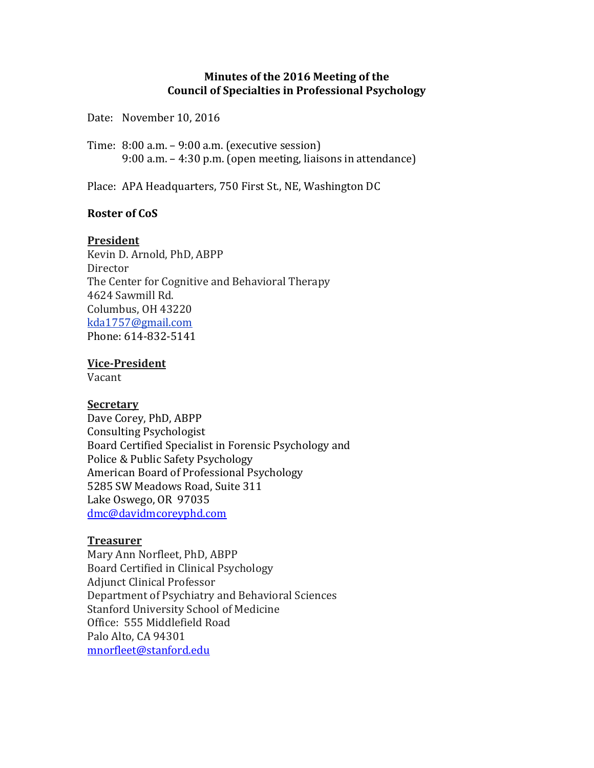**Minutes of the 2016 Meeting of the**
**Council of Specialties in Professional Psychology**

Date: November 10, 2016

Time: 8:00 a.m. – 9:00 a.m. (executive session)
9:00 a.m. – 4:30 p.m. (open meeting, liaisons in attendance)

Place: APA Headquarters, 750 First St., NE, Washington DC

**Roster of CoS**

**President**
Kevin D. Arnold, PhD, ABPP
Director
The Center for Cognitive and Behavioral Therapy
4624 Sawmill Rd.
Columbus, OH 43220
kda1757@gmail.com
Phone: 614-832-5141

**Vice-President**
Vacant

**Secretary**
Dave Corey, PhD, ABPP
Consulting Psychologist
Board Certified Specialist in Forensic Psychology and
Police & Public Safety Psychology
American Board of Professional Psychology
5285 SW Meadows Road, Suite 311
Lake Oswego, OR 97035
dmc@davidmcoreyphd.com

**Treasurer**
Mary Ann Norfleet, PhD, ABPP
Board Certified in Clinical Psychology
Adjunct Clinical Professor
Department of Psychiatry and Behavioral Sciences
Stanford University School of Medicine
Office: 555 Middlefield Road
Palo Alto, CA 94301
mnorfleet@stanford.edu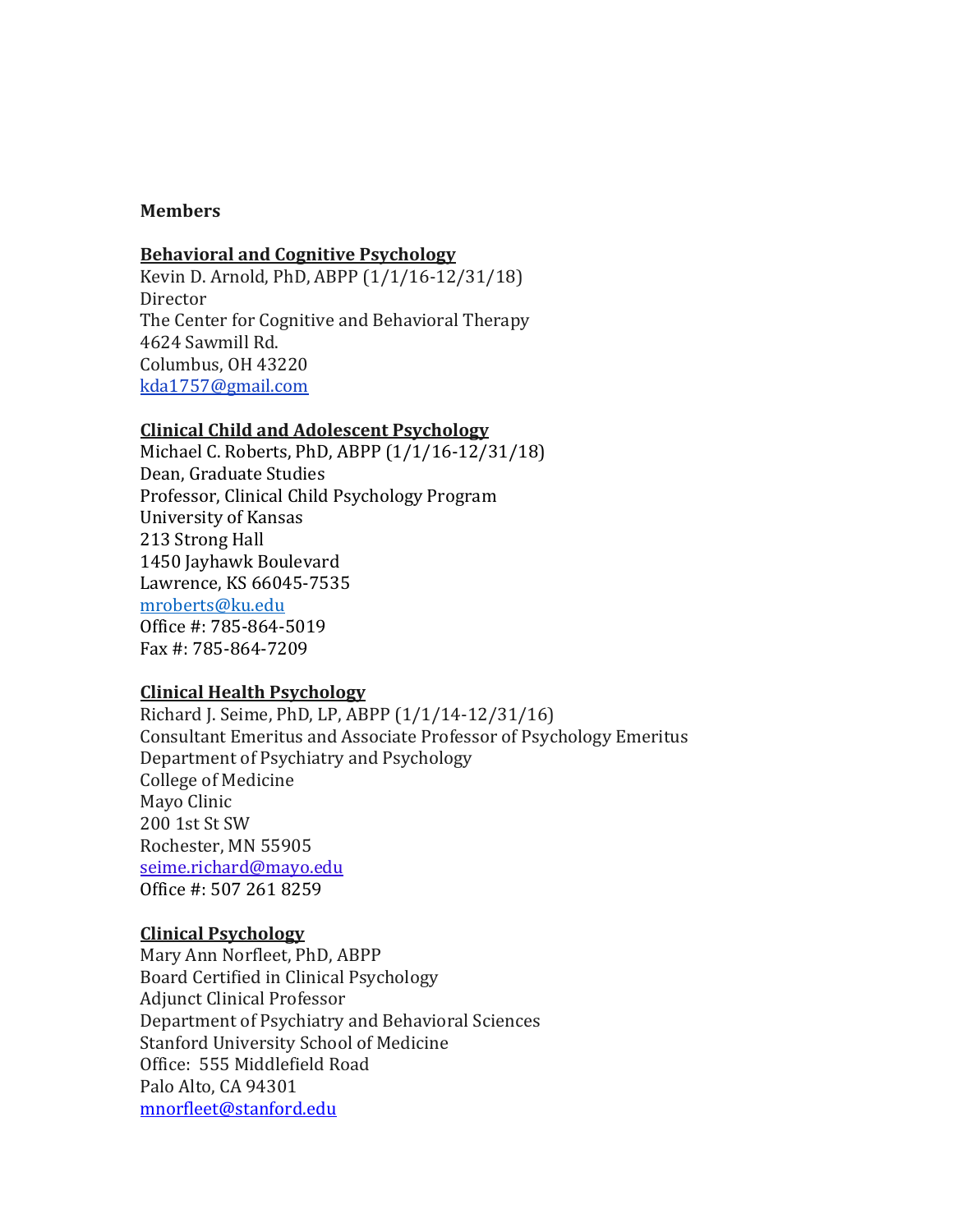**Members**

**Behavioral and Cognitive Psychology**

Kevin D. Arnold, PhD, ABPP (1/1/16-12/31/18)
Director
The Center for Cognitive and Behavioral Therapy
4624 Sawmill Rd.
Columbus, OH 43220
kda1757@gmail.com

**Clinical Child and Adolescent Psychology**

Michael C. Roberts, PhD, ABPP (1/1/16-12/31/18)
Dean, Graduate Studies
Professor, Clinical Child Psychology Program
University of Kansas
213 Strong Hall
1450 Jayhawk Boulevard
Lawrence, KS 66045-7535
mroberts@ku.edu
Office #: 785-864-5019
Fax #: 785-864-7209

**Clinical Health Psychology**

Richard J. Seime, PhD, LP, ABPP (1/1/14-12/31/16)
Consultant Emeritus and Associate Professor of Psychology Emeritus
Department of Psychiatry and Psychology
College of Medicine
Mayo Clinic
200 1st St SW
Rochester, MN 55905
seime.richard@mayo.edu
Office #: 507 261 8259

**Clinical Psychology**

Mary Ann Norfleet, PhD, ABPP
Board Certified in Clinical Psychology
Adjunct Clinical Professor
Department of Psychiatry and Behavioral Sciences
Stanford University School of Medicine
Office: 555 Middlefield Road
Palo Alto, CA 94301
mnorfleet@stanford.edu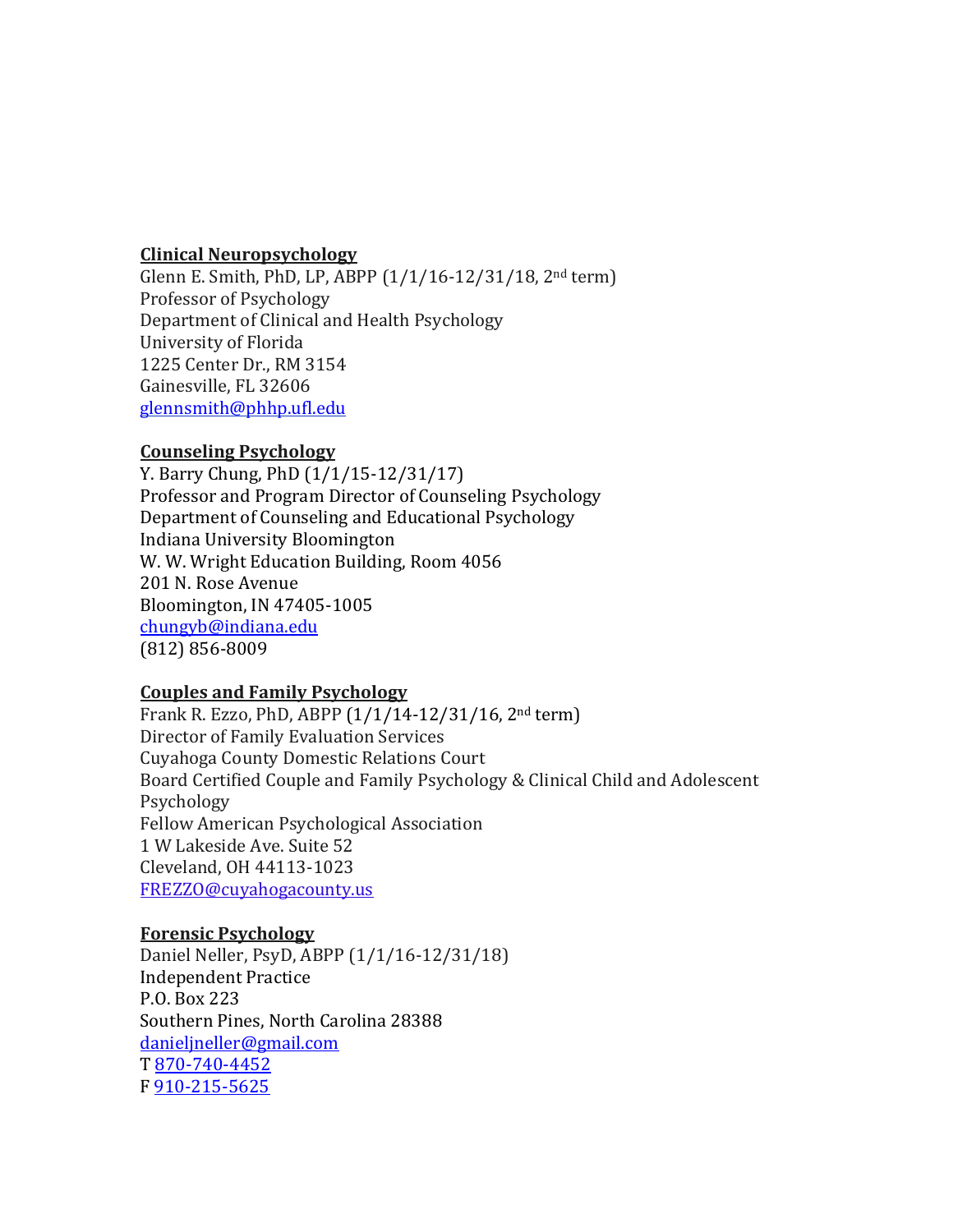**Clinical Neuropsychology**
Glenn E. Smith, PhD, LP, ABPP (1/1/16-12/31/18, 2nd term)
Professor of Psychology
Department of Clinical and Health Psychology
University of Florida
1225 Center Dr., RM 3154
Gainesville, FL 32606
glennsmith@phhp.ufl.edu

**Counseling Psychology**
Y. Barry Chung, PhD (1/1/15-12/31/17)
Professor and Program Director of Counseling Psychology
Department of Counseling and Educational Psychology
Indiana University Bloomington
W. W. Wright Education Building, Room 4056
201 N. Rose Avenue
Bloomington, IN 47405-1005
chungyb@indiana.edu
(812) 856-8009

**Couples and Family Psychology**
Frank R. Ezzo, PhD, ABPP (1/1/14-12/31/16, 2nd term)
Director of Family Evaluation Services
Cuyahoga County Domestic Relations Court
Board Certified Couple and Family Psychology & Clinical Child and Adolescent Psychology
Fellow American Psychological Association
1 W Lakeside Ave. Suite 52
Cleveland, OH 44113-1023
FREZZO@cuyahogacounty.us

**Forensic Psychology**
Daniel Neller, PsyD, ABPP (1/1/16-12/31/18)
Independent Practice
P.O. Box 223
Southern Pines, North Carolina 28388
danieljneller@gmail.com
T 870-740-4452
F 910-215-5625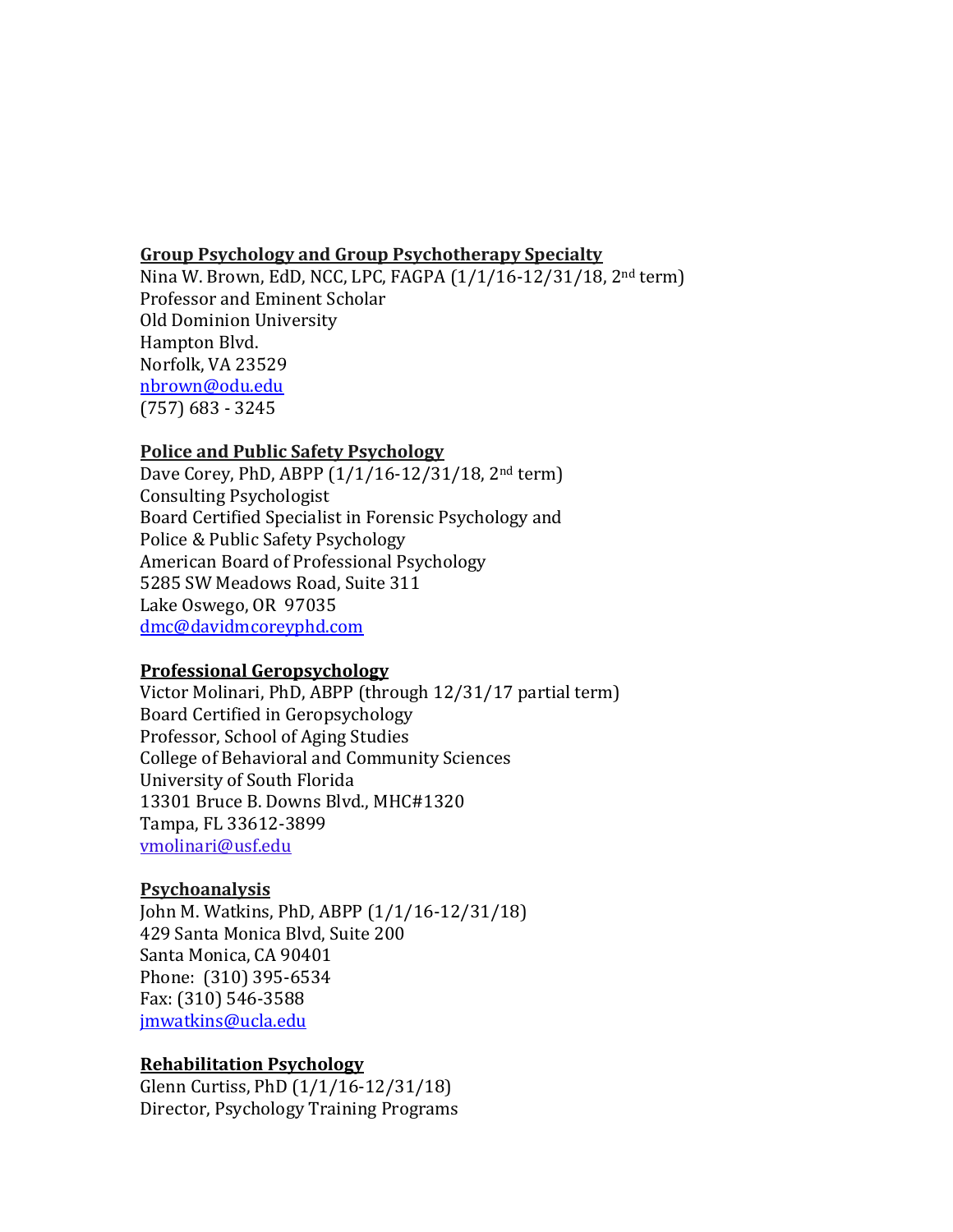**Group Psychology and Group Psychotherapy Specialty**
Nina W. Brown, EdD, NCC, LPC, FAGPA (1/1/16-12/31/18, 2nd term)
Professor and Eminent Scholar
Old Dominion University
Hampton Blvd.
Norfolk, VA 23529
nbrown@odu.edu
(757) 683 - 3245

**Police and Public Safety Psychology**
Dave Corey, PhD, ABPP (1/1/16-12/31/18, 2nd term)
Consulting Psychologist
Board Certified Specialist in Forensic Psychology and
Police & Public Safety Psychology
American Board of Professional Psychology
5285 SW Meadows Road, Suite 311
Lake Oswego, OR 97035
dmc@davidmcoreyphd.com

**Professional Geropsychology**
Victor Molinari, PhD, ABPP (through 12/31/17 partial term)
Board Certified in Geropsychology
Professor, School of Aging Studies
College of Behavioral and Community Sciences
University of South Florida
13301 Bruce B. Downs Blvd., MHC#1320
Tampa, FL 33612-3899
vmolinari@usf.edu

**Psychoanalysis**
John M. Watkins, PhD, ABPP (1/1/16-12/31/18)
429 Santa Monica Blvd, Suite 200
Santa Monica, CA 90401
Phone: (310) 395-6534
Fax: (310) 546-3588
jmwatkins@ucla.edu

**Rehabilitation Psychology**
Glenn Curtiss, PhD (1/1/16-12/31/18)
Director, Psychology Training Programs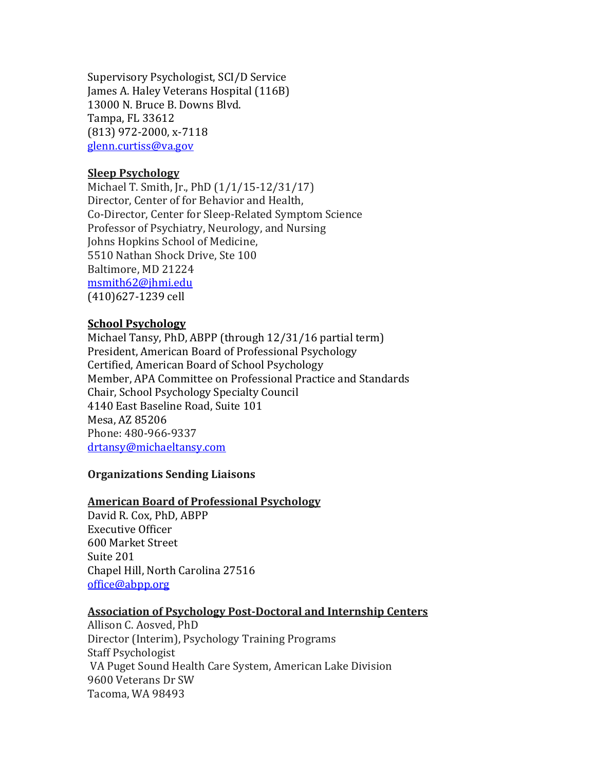Supervisory Psychologist, SCI/D Service
James A. Haley Veterans Hospital (116B)
13000 N. Bruce B. Downs Blvd.
Tampa, FL 33612
(813) 972-2000, x-7118
glenn.curtiss@va.gov

**Sleep Psychology**
Michael T. Smith, Jr., PhD (1/1/15-12/31/17)
Director, Center of for Behavior and Health,
Co-Director, Center for Sleep-Related Symptom Science
Professor of Psychiatry, Neurology, and Nursing
Johns Hopkins School of Medicine,
5510 Nathan Shock Drive, Ste 100
Baltimore, MD 21224
msmith62@jhmi.edu
(410)627-1239 cell

**School Psychology**
Michael Tansy, PhD, ABPP (through 12/31/16 partial term)
President, American Board of Professional Psychology
Certified, American Board of School Psychology
Member, APA Committee on Professional Practice and Standards
Chair, School Psychology Specialty Council
4140 East Baseline Road, Suite 101
Mesa, AZ 85206
Phone: 480-966-9337
drtansy@michaeltansy.com

**Organizations Sending Liaisons**

**American Board of Professional Psychology**
David R. Cox, PhD, ABPP
Executive Officer
600 Market Street
Suite 201
Chapel Hill, North Carolina 27516
office@abpp.org

**Association of Psychology Post-Doctoral and Internship Centers**
Allison C. Aosved, PhD
Director (Interim), Psychology Training Programs
Staff Psychologist
VA Puget Sound Health Care System, American Lake Division
9600 Veterans Dr SW
Tacoma, WA 98493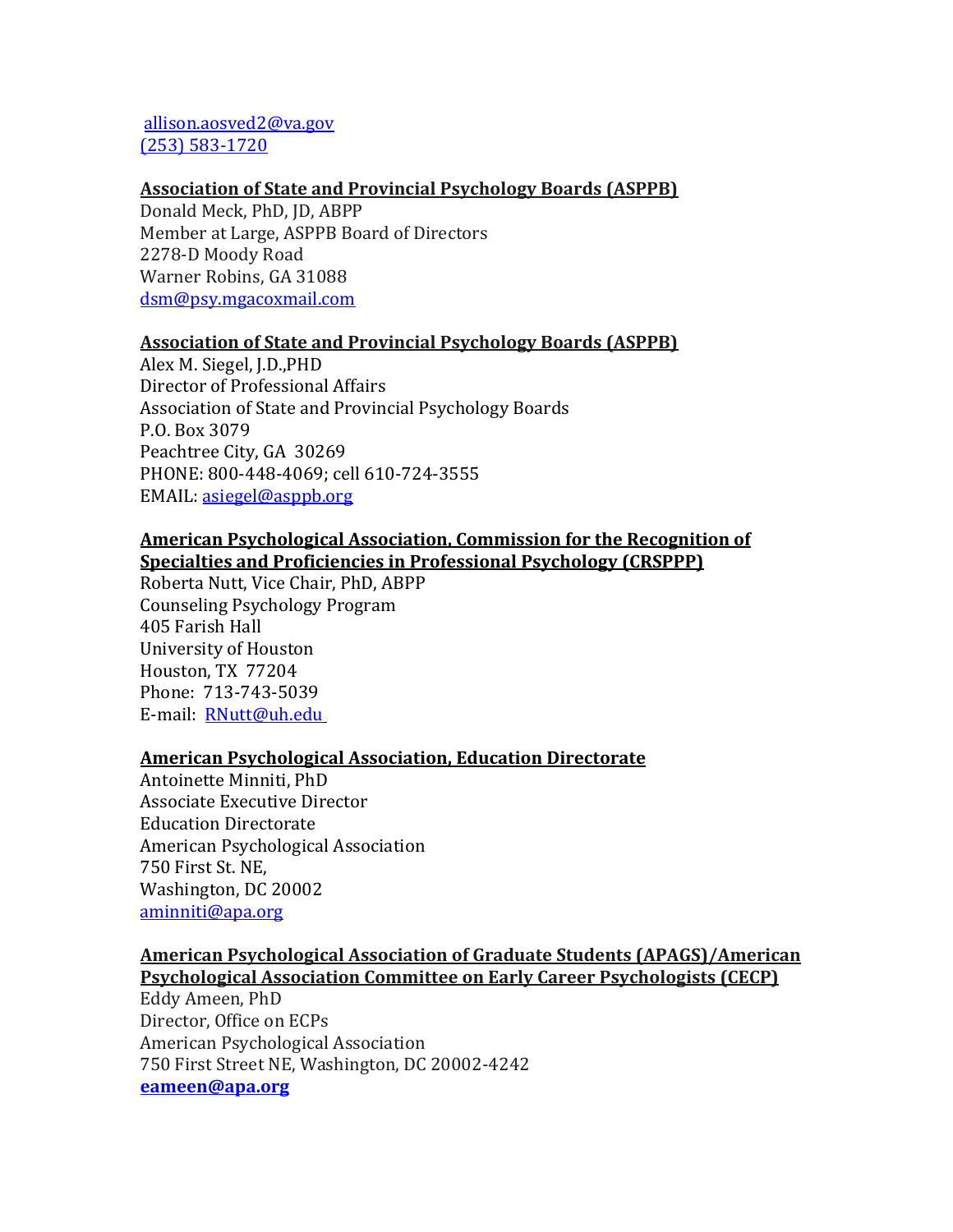allison.aosved2@va.gov
(253) 583-1720

**Association of State and Provincial Psychology Boards (ASPPB)**
Donald Meck, PhD, JD, ABPP
Member at Large, ASPPB Board of Directors
2278-D Moody Road
Warner Robins, GA 31088
dsm@psy.mgacoxmail.com

**Association of State and Provincial Psychology Boards (ASPPB)**
Alex M. Siegel, J.D.,PHD
Director of Professional Affairs
Association of State and Provincial Psychology Boards
P.O. Box 3079
Peachtree City, GA 30269
PHONE: 800-448-4069; cell 610-724-3555
EMAIL: asiegel@asppb.org

**American Psychological Association, Commission for the Recognition of Specialties and Proficiencies in Professional Psychology (CRSPPP)**
Roberta Nutt, Vice Chair, PhD, ABPP
Counseling Psychology Program
405 Farish Hall
University of Houston
Houston, TX 77204
Phone: 713-743-5039
E-mail: RNutt@uh.edu

**American Psychological Association, Education Directorate**
Antoinette Minniti, PhD
Associate Executive Director
Education Directorate
American Psychological Association
750 First St. NE,
Washington, DC 20002
aminniti@apa.org

**American Psychological Association of Graduate Students (APAGS)/American Psychological Association Committee on Early Career Psychologists (CECP)**
Eddy Ameen, PhD
Director, Office on ECPs
American Psychological Association
750 First Street NE, Washington, DC 20002-4242
**eameen@apa.org**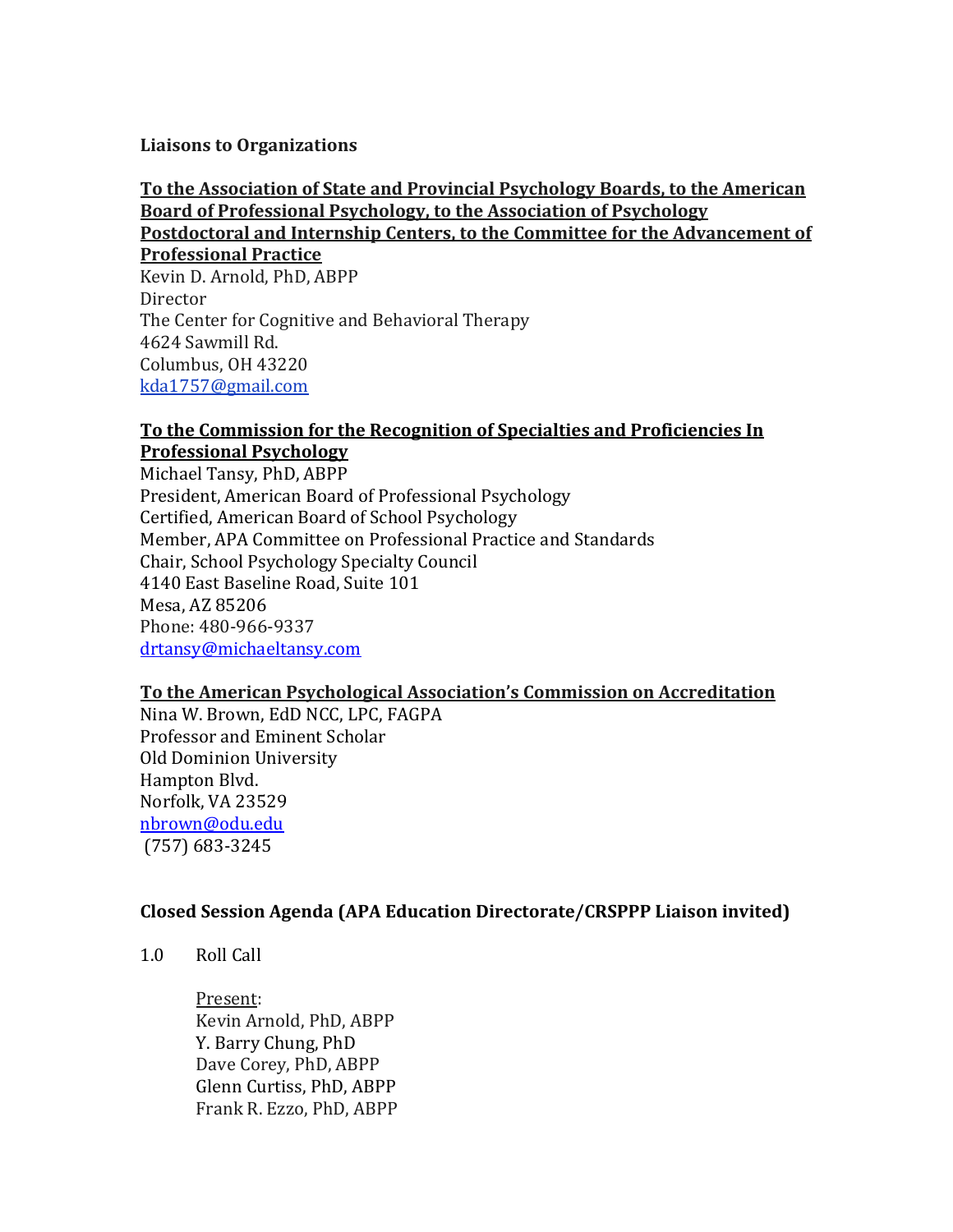**Liaisons to Organizations**

**To the Association of State and Provincial Psychology Boards, to the American Board of Professional Psychology, to the Association of Psychology Postdoctoral and Internship Centers, to the Committee for the Advancement of Professional Practice**

Kevin D. Arnold, PhD, ABPP  
Director  
The Center for Cognitive and Behavioral Therapy  
4624 Sawmill Rd.  
Columbus, OH 43220  
kda1757@gmail.com

**To the Commission for the Recognition of Specialties and Proficiencies In Professional Psychology**

Michael Tansy, PhD, ABPP  
President, American Board of Professional Psychology  
Certified, American Board of School Psychology  
Member, APA Committee on Professional Practice and Standards  
Chair, School Psychology Specialty Council  
4140 East Baseline Road, Suite 101  
Mesa, AZ 85206  
Phone: 480-966-9337  
drtansy@michaeltansy.com

**To the American Psychological Association's Commission on Accreditation**

Nina W. Brown, EdD NCC, LPC, FAGPA  
Professor and Eminent Scholar  
Old Dominion University  
Hampton Blvd.  
Norfolk, VA 23529  
nbrown@odu.edu  
(757) 683-3245

**Closed Session Agenda (APA Education Directorate/CRSPPP Liaison invited)**

1.0 Roll Call

Present:  
Kevin Arnold, PhD, ABPP  
Y. Barry Chung, PhD  
Dave Corey, PhD, ABPP  
Glenn Curtiss, PhD, ABPP  
Frank R. Ezzo, PhD, ABPP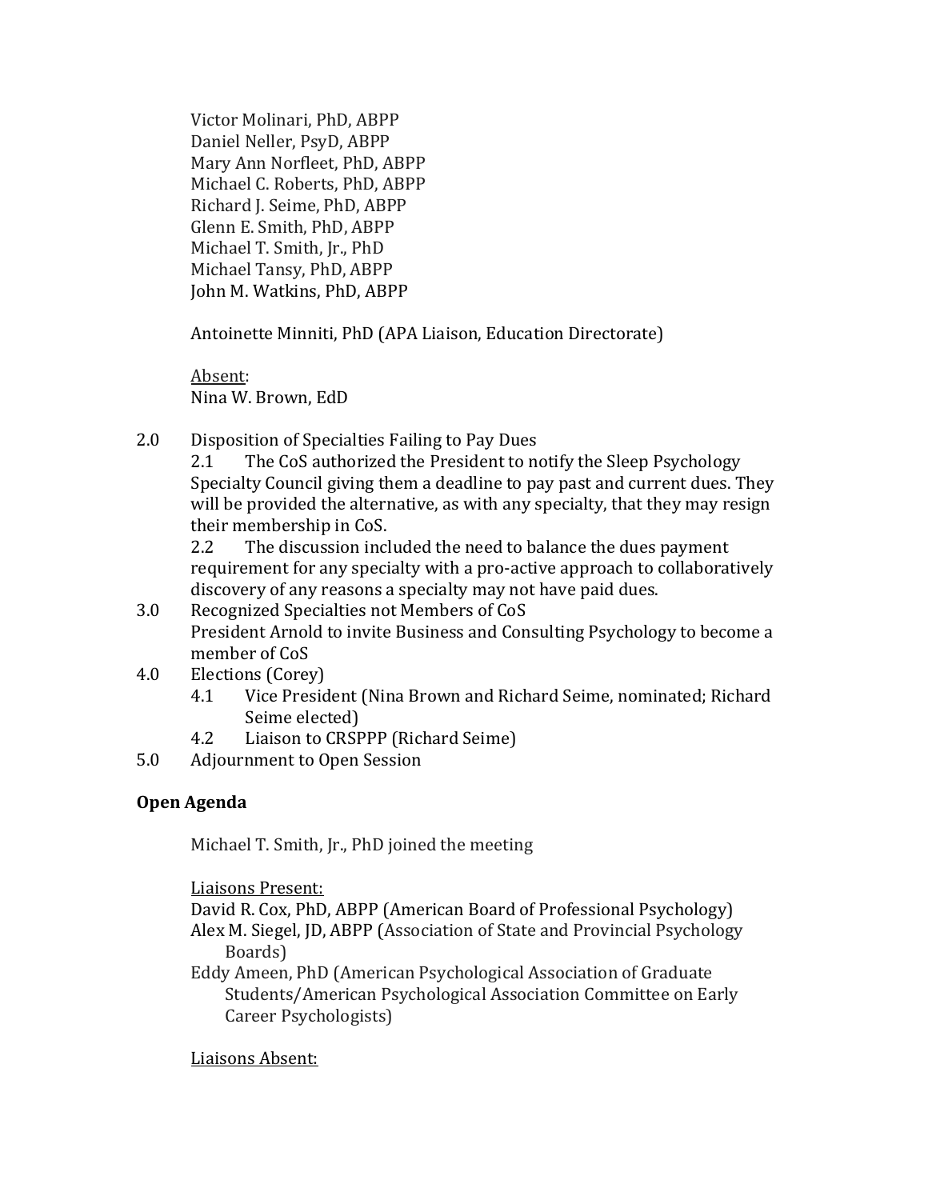Victor Molinari, PhD, ABPP
Daniel Neller, PsyD, ABPP
Mary Ann Norfleet, PhD, ABPP
Michael C. Roberts, PhD, ABPP
Richard J. Seime, PhD, ABPP
Glenn E. Smith, PhD, ABPP
Michael T. Smith, Jr., PhD
Michael Tansy, PhD, ABPP
John M. Watkins, PhD, ABPP

Antoinette Minniti, PhD (APA Liaison, Education Directorate)

Absent:
Nina W. Brown, EdD

2.0 Disposition of Specialties Failing to Pay Dues
   2.1 The CoS authorized the President to notify the Sleep Psychology Specialty Council giving them a deadline to pay past and current dues. They will be provided the alternative, as with any specialty, that they may resign their membership in CoS.
   2.2 The discussion included the need to balance the dues payment requirement for any specialty with a pro-active approach to collaboratively discovery of any reasons a specialty may not have paid dues.

3.0 Recognized Specialties not Members of CoS
   President Arnold to invite Business and Consulting Psychology to become a member of CoS

4.0 Elections (Corey)
   4.1 Vice President (Nina Brown and Richard Seime, nominated; Richard Seime elected)
   4.2 Liaison to CRSPPP (Richard Seime)

5.0 Adjournment to Open Session

**Open Agenda**

Michael T. Smith, Jr., PhD joined the meeting

Liaisons Present:
David R. Cox, PhD, ABPP (American Board of Professional Psychology)
Alex M. Siegel, JD, ABPP (Association of State and Provincial Psychology Boards)
Eddy Ameen, PhD (American Psychological Association of Graduate Students/American Psychological Association Committee on Early Career Psychologists)

Liaisons Absent: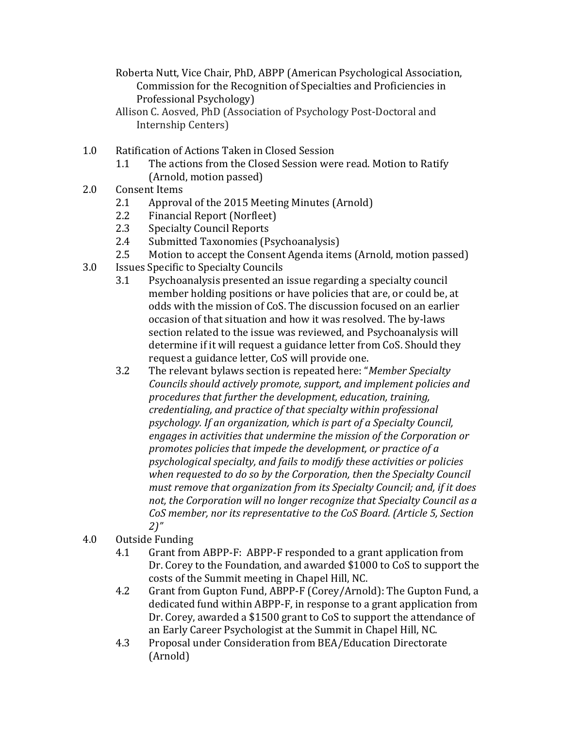Roberta Nutt, Vice Chair, PhD, ABPP (American Psychological Association, Commission for the Recognition of Specialties and Proficiencies in Professional Psychology)
Allison C. Aosved, PhD (Association of Psychology Post-Doctoral and Internship Centers)

1.0 Ratification of Actions Taken in Closed Session
  1.1 The actions from the Closed Session were read. Motion to Ratify (Arnold, motion passed)
2.0 Consent Items
  2.1 Approval of the 2015 Meeting Minutes (Arnold)
  2.2 Financial Report (Norfleet)
  2.3 Specialty Council Reports
  2.4 Submitted Taxonomies (Psychoanalysis)
  2.5 Motion to accept the Consent Agenda items (Arnold, motion passed)
3.0 Issues Specific to Specialty Councils
  3.1 Psychoanalysis presented an issue regarding a specialty council member holding positions or have policies that are, or could be, at odds with the mission of CoS. The discussion focused on an earlier occasion of that situation and how it was resolved. The by-laws section related to the issue was reviewed, and Psychoanalysis will determine if it will request a guidance letter from CoS. Should they request a guidance letter, CoS will provide one.
  3.2 The relevant bylaws section is repeated here: "*Member Specialty Councils should actively promote, support, and implement policies and procedures that further the development, education, training, credentialing, and practice of that specialty within professional psychology. If an organization, which is part of a Specialty Council, engages in activities that undermine the mission of the Corporation or promotes policies that impede the development, or practice of a psychological specialty, and fails to modify these activities or policies when requested to do so by the Corporation, then the Specialty Council must remove that organization from its Specialty Council; and, if it does not, the Corporation will no longer recognize that Specialty Council as a CoS member, nor its representative to the CoS Board. (Article 5, Section 2)*"
4.0 Outside Funding
  4.1 Grant from ABPP-F: ABPP-F responded to a grant application from Dr. Corey to the Foundation, and awarded $1000 to CoS to support the costs of the Summit meeting in Chapel Hill, NC.
  4.2 Grant from Gupton Fund, ABPP-F (Corey/Arnold): The Gupton Fund, a dedicated fund within ABPP-F, in response to a grant application from Dr. Corey, awarded a $1500 grant to CoS to support the attendance of an Early Career Psychologist at the Summit in Chapel Hill, NC.
  4.3 Proposal under Consideration from BEA/Education Directorate (Arnold)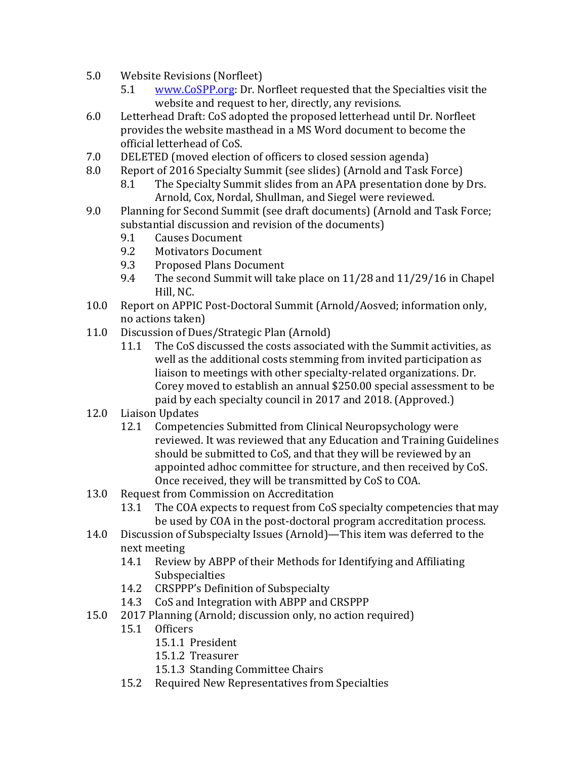- 5.0 Website Revisions (Norfleet)
  - 5.1 [www.CoSPP.org](http://www.CoSPP.org): Dr. Norfleet requested that the Specialties visit the website and request to her, directly, any revisions.
- 6.0 Letterhead Draft: CoS adopted the proposed letterhead until Dr. Norfleet provides the website masthead in a MS Word document to become the official letterhead of CoS.
- 7.0 DELETED (moved election of officers to closed session agenda)
- 8.0 Report of 2016 Specialty Summit (see slides) (Arnold and Task Force)
  - 8.1 The Specialty Summit slides from an APA presentation done by Drs. Arnold, Cox, Nordal, Shullman, and Siegel were reviewed.
- 9.0 Planning for Second Summit (see draft documents) (Arnold and Task Force; substantial discussion and revision of the documents)
  - 9.1 Causes Document
  - 9.2 Motivators Document
  - 9.3 Proposed Plans Document
  - 9.4 The second Summit will take place on 11/28 and 11/29/16 in Chapel Hill, NC.
- 10.0 Report on APPIC Post-Doctoral Summit (Arnold/Aosved; information only, no actions taken)
- 11.0 Discussion of Dues/Strategic Plan (Arnold)
  - 11.1 The CoS discussed the costs associated with the Summit activities, as well as the additional costs stemming from invited participation as liaison to meetings with other specialty-related organizations. Dr. Corey moved to establish an annual $250.00 special assessment to be paid by each specialty council in 2017 and 2018. (Approved.)
- 12.0 Liaison Updates
  - 12.1 Competencies Submitted from Clinical Neuropsychology were reviewed. It was reviewed that any Education and Training Guidelines should be submitted to CoS, and that they will be reviewed by an appointed adhoc committee for structure, and then received by CoS. Once received, they will be transmitted by CoS to COA.
- 13.0 Request from Commission on Accreditation
  - 13.1 The COA expects to request from CoS specialty competencies that may be used by COA in the post-doctoral program accreditation process.
- 14.0 Discussion of Subspecialty Issues (Arnold)—This item was deferred to the next meeting
  - 14.1 Review by ABPP of their Methods for Identifying and Affiliating Subspecialties
  - 14.2 CRSPPP's Definition of Subspecialty
  - 14.3 CoS and Integration with ABPP and CRSPPP
- 15.0 2017 Planning (Arnold; discussion only, no action required)
  - 15.1 Officers
    - 15.1.1 President
    - 15.1.2 Treasurer
    - 15.1.3 Standing Committee Chairs
  - 15.2 Required New Representatives from Specialties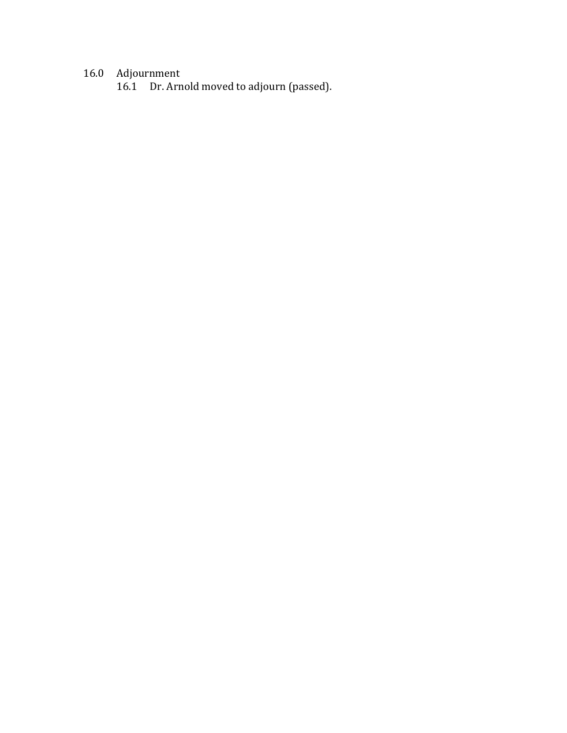16.0 Adjournment

16.1 Dr. Arnold moved to adjourn (passed).